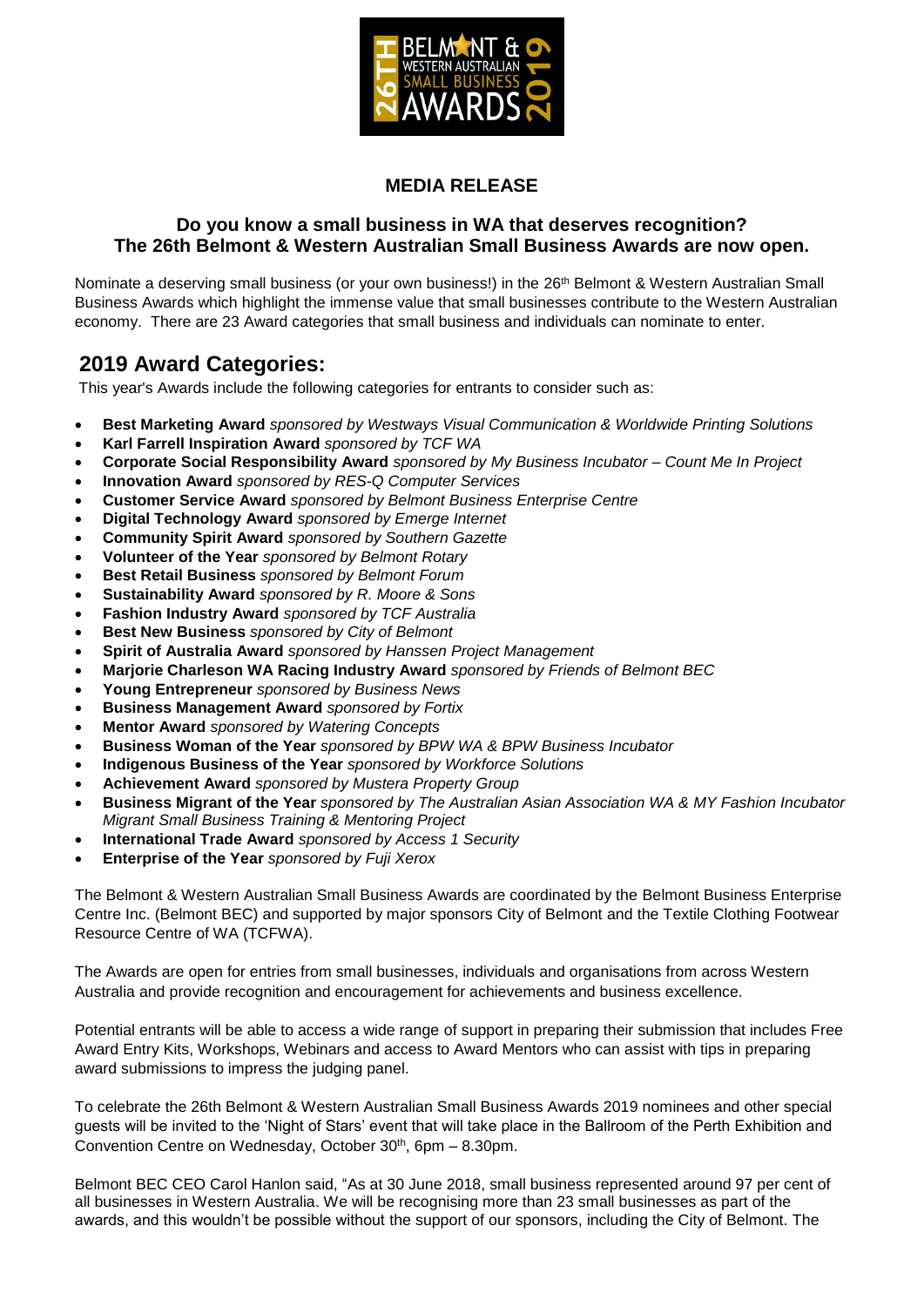## MEDIA RELEASE

### Do you know a small business in WA that deserves recognition? The 26th Belmont & Western Australian Small Business Awards are now open.

Nominate a deserving small business (or your own business!) in the 26th Belmont & Western Australian Small Business Awards which highlight the immense value that small businesses contribute to the Western Australian economy. There are 23 Award categories that small business and individuals can nominate to enter.

## 2019 Award Categories:

This year's Awards include the following categories for entrants to consider such as:

- **Best Marketing Award** *sponsored by Westways Visual Communication & Worldwide Printing Solutions*
- **Karl Farrell Inspiration Award** *sponsored by TCF WA*
- **Corporate Social Responsibility Award** *sponsored by My Business Incubator – Count Me In Project*
- **Innovation Award** *sponsored by RES-Q Computer Services*
- **Customer Service Award** *sponsored by Belmont Business Enterprise Centre*
- **Digital Technology Award** *sponsored by Emerge Internet*
- **Community Spirit Award** *sponsored by Southern Gazette*
- **Volunteer of the Year** *sponsored by Belmont Rotary*
- **Best Retail Business** *sponsored by Belmont Forum*
- **Sustainability Award** *sponsored by R. Moore & Sons*
- **Fashion Industry Award** *sponsored by TCF Australia*
- **Best New Business** *sponsored by City of Belmont*
- **Spirit of Australia Award** *sponsored by Hanssen Project Management*
- **Marjorie Charleson WA Racing Industry Award** *sponsored by Friends of Belmont BEC*
- **Young Entrepreneur** *sponsored by Business News*
- **Business Management Award** *sponsored by Fortix*
- **Mentor Award** *sponsored by Watering Concepts*
- **Business Woman of the Year** *sponsored by BPW WA & BPW Business Incubator*
- **Indigenous Business of the Year** *sponsored by Workforce Solutions*
- **Achievement Award** *sponsored by Mustera Property Group*
- **Business Migrant of the Year** *sponsored by The Australian Asian Association WA & MY Fashion Incubator Migrant Small Business Training & Mentoring Project*
- **International Trade Award** *sponsored by Access 1 Security*
- **Enterprise of the Year** *sponsored by Fuji Xerox*

The Belmont & Western Australian Small Business Awards are coordinated by the Belmont Business Enterprise Centre Inc. (Belmont BEC) and supported by major sponsors City of Belmont and the Textile Clothing Footwear Resource Centre of WA (TCFWA).

The Awards are open for entries from small businesses, individuals and organisations from across Western Australia and provide recognition and encouragement for achievements and business excellence.

Potential entrants will be able to access a wide range of support in preparing their submission that includes Free Award Entry Kits, Workshops, Webinars and access to Award Mentors who can assist with tips in preparing award submissions to impress the judging panel.

To celebrate the 26th Belmont & Western Australian Small Business Awards 2019 nominees and other special guests will be invited to the 'Night of Stars' event that will take place in the Ballroom of the Perth Exhibition and Convention Centre on Wednesday, October 30th, 6pm – 8.30pm.

Belmont BEC CEO Carol Hanlon said, "As at 30 June 2018, small business represented around 97 per cent of all businesses in Western Australia. We will be recognising more than 23 small businesses as part of the awards, and this wouldn't be possible without the support of our sponsors, including the City of Belmont. The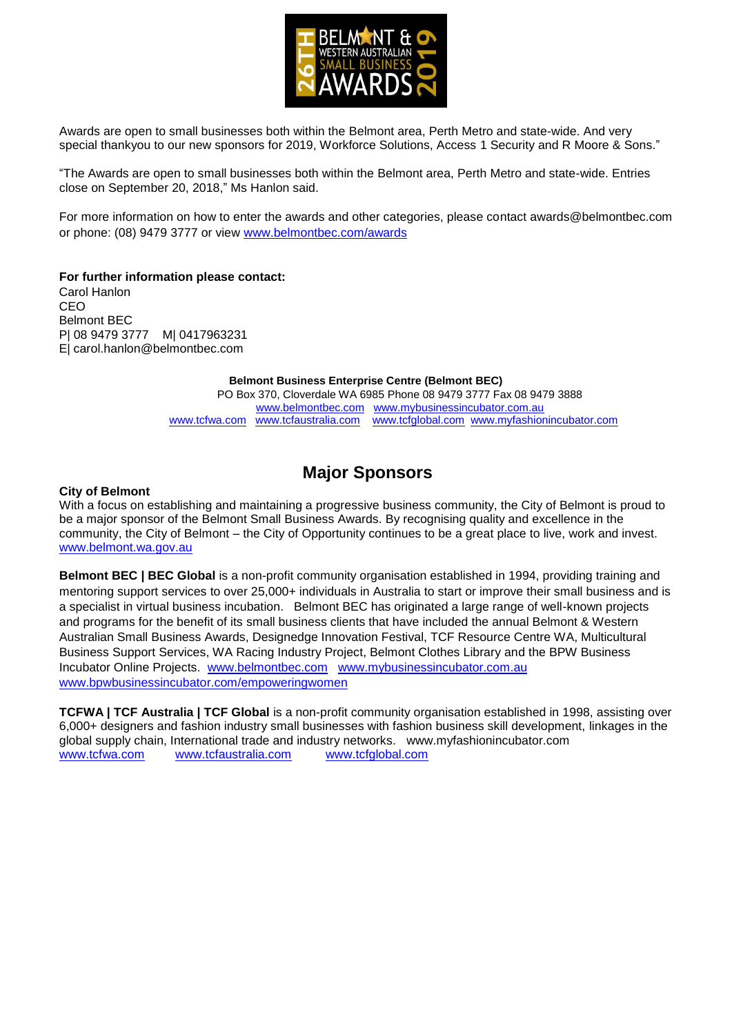Awards are open to small businesses both within the Belmont area, Perth Metro and state-wide. And very special thankyou to our new sponsors for 2019, Workforce Solutions, Access 1 Security and R Moore & Sons."

"The Awards are open to small businesses both within the Belmont area, Perth Metro and state-wide. Entries close on September 20, 2018," Ms Hanlon said.

For more information on how to enter the awards and other categories, please contact awards@belmontbec.com or phone: (08) 9479 3777 or view www.belmontbec.com/awards

**For further information please contact:**
Carol Hanlon
CEO
Belmont BEC
P| 08 9479 3777 M| 0417963231
E| carol.hanlon@belmontbec.com

**Belmont Business Enterprise Centre (Belmont BEC)**
PO Box 370, Cloverdale WA 6985 Phone 08 9479 3777 Fax 08 9479 3888
www.belmontbec.com www.mybusinessincubator.com.au
www.tcfwa.com www.tcfaustralia.com www.tcfglobal.com www.myfashionincubator.com

## Major Sponsors

**City of Belmont**
With a focus on establishing and maintaining a progressive business community, the City of Belmont is proud to be a major sponsor of the Belmont Small Business Awards. By recognising quality and excellence in the community, the City of Belmont – the City of Opportunity continues to be a great place to live, work and invest.
www.belmont.wa.gov.au

**Belmont BEC | BEC Global** is a non-profit community organisation established in 1994, providing training and mentoring support services to over 25,000+ individuals in Australia to start or improve their small business and is a specialist in virtual business incubation. Belmont BEC has originated a large range of well-known projects and programs for the benefit of its small business clients that have included the annual Belmont & Western Australian Small Business Awards, Designedge Innovation Festival, TCF Resource Centre WA, Multicultural Business Support Services, WA Racing Industry Project, Belmont Clothes Library and the BPW Business Incubator Online Projects. www.belmontbec.com www.mybusinessincubator.com.au
www.bpwbusinessincubator.com/empoweringwomen

**TCFWA | TCF Australia | TCF Global** is a non-profit community organisation established in 1998, assisting over 6,000+ designers and fashion industry small businesses with fashion business skill development, linkages in the global supply chain, International trade and industry networks. www.myfashionincubator.com
www.tcfwa.com www.tcfaustralia.com www.tcfglobal.com